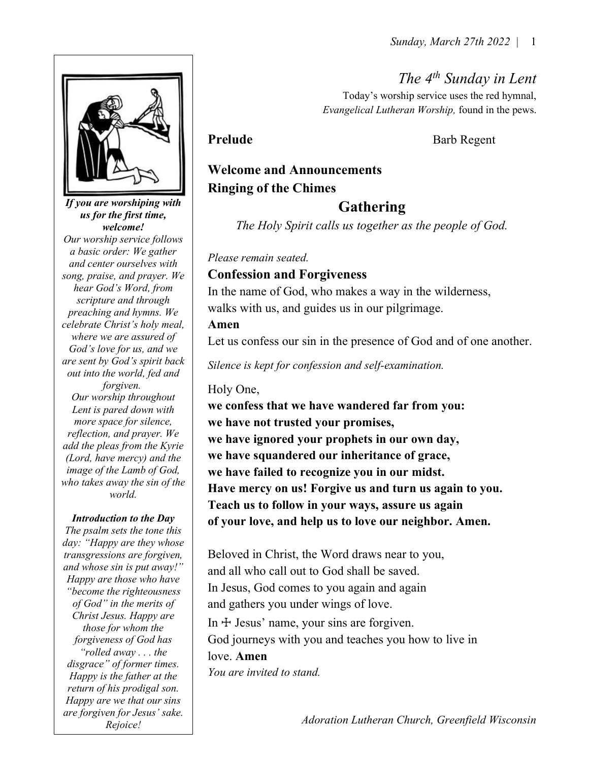# The 4th Sunday in Lent

Today's worship service uses the red hymnal, *Evangelical Lutheran Worship,* found in the pews.

**Prelude** Barb Regent

**Welcome and Announcements**

**Ringing of the Chimes**

## Gathering

*The Holy Spirit calls us together as the people of God.*

*Please remain seated.*

**Confession and Forgiveness**

In the name of God, who makes a way in the wilderness,
walks with us, and guides us in our pilgrimage.

**Amen**

Let us confess our sin in the presence of God and of one another.

*Silence is kept for confession and self-examination.*

Holy One,
**we confess that we have wandered far from you:**
**we have not trusted your promises,**
**we have ignored your prophets in our own day,**
**we have squandered our inheritance of grace,**
**we have failed to recognize you in our midst.**
**Have mercy on us! Forgive us and turn us again to you.**
**Teach us to follow in your ways, assure us again**
**of your love, and help us to love our neighbor. Amen.**

Beloved in Christ, the Word draws near to you,
and all who call out to God shall be saved.
In Jesus, God comes to you again and again
and gathers you under wings of love.
In ☩ Jesus' name, your sins are forgiven.
God journeys with you and teaches you how to live in love. **Amen**

*You are invited to stand.*

***If you are worshiping with us for the first time, welcome!***

*Our worship service follows a basic order: We gather and center ourselves with song, praise, and prayer. We hear God's Word, from scripture and through preaching and hymns. We celebrate Christ's holy meal, where we are assured of God's love for us, and we are sent by God's spirit back out into the world, fed and forgiven.*

*Our worship throughout Lent is pared down with more space for silence, reflection, and prayer. We add the pleas from the Kyrie (Lord, have mercy) and the image of the Lamb of God, who takes away the sin of the world.*

***Introduction to the Day***

*The psalm sets the tone this day: "Happy are they whose transgressions are forgiven, and whose sin is put away!" Happy are those who have "become the righteousness of God" in the merits of Christ Jesus. Happy are those for whom the forgiveness of God has "rolled away . . . the disgrace" of former times. Happy is the father at the return of his prodigal son. Happy are we that our sins are forgiven for Jesus' sake. Rejoice!*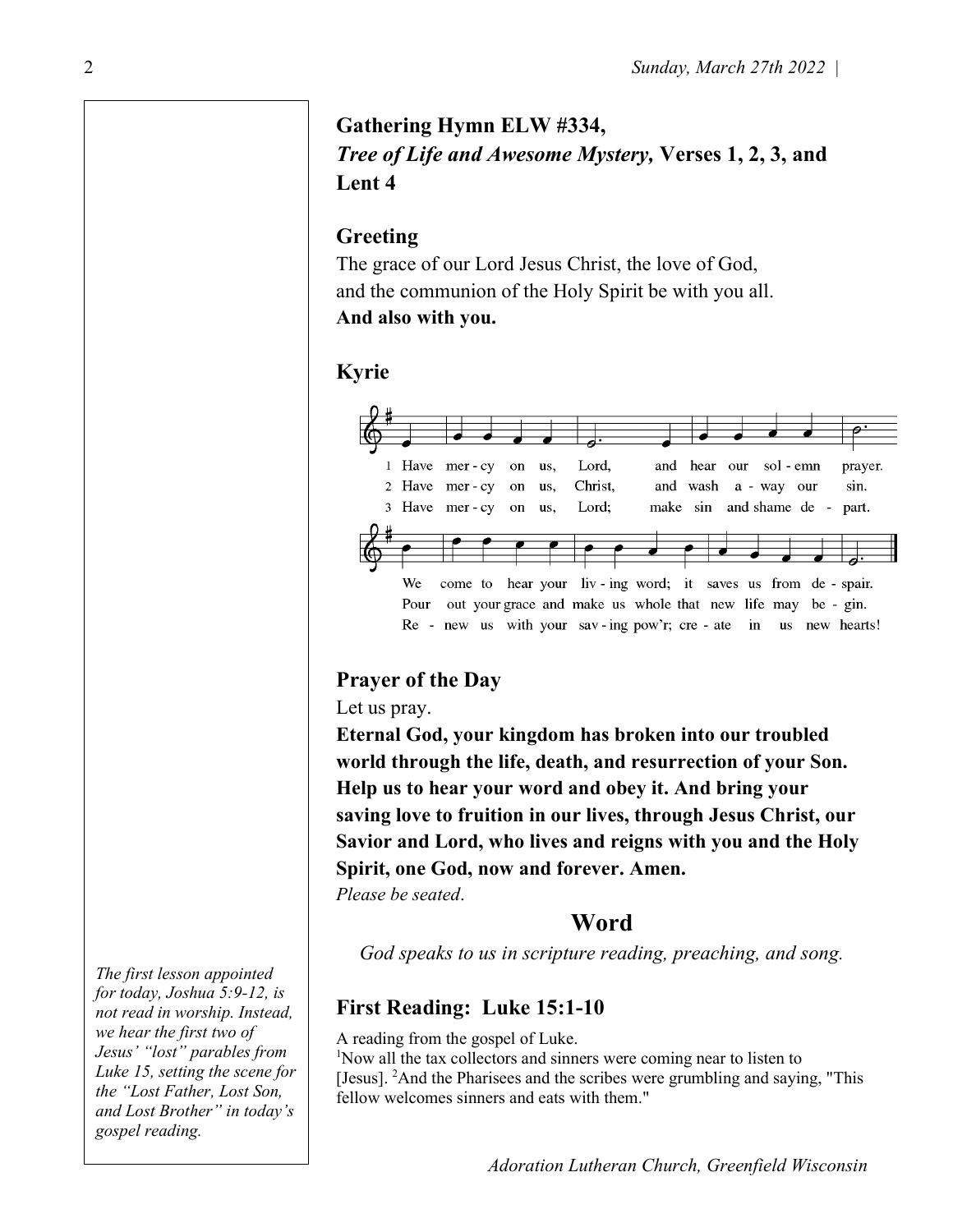**Gathering Hymn ELW #334,**
***Tree of Life and Awesome Mystery,* Verses 1, 2, 3, and Lent 4**

**Greeting**

The grace of our Lord Jesus Christ, the love of God,
and the communion of the Holy Spirit be with you all.
**And also with you.**

**Kyrie**

1 Have mer - cy on us, Lord, and hear our sol - emn prayer. We come to hear your liv - ing word; it saves us from de - spair.
2 Have mer - cy on us, Christ, and wash a - way our sin. Pour out your grace and make us whole that new life may be - gin.
3 Have mer - cy on us, Lord; make sin and shame de - part. Re - new us with your sav - ing pow'r; cre - ate in us new hearts!

**Prayer of the Day**

Let us pray.
**Eternal God, your kingdom has broken into our troubled world through the life, death, and resurrection of your Son. Help us to hear your word and obey it. And bring your saving love to fruition in our lives, through Jesus Christ, our Savior and Lord, who lives and reigns with you and the Holy Spirit, one God, now and forever. Amen.**
*Please be seated*.

## Word

*God speaks to us in scripture reading, preaching, and song.*

*The first lesson appointed for today, Joshua 5:9-12, is not read in worship. Instead, we hear the first two of Jesus' "lost" parables from Luke 15, setting the scene for the "Lost Father, Lost Son, and Lost Brother" in today's gospel reading.*

**First Reading: Luke 15:1-10**

A reading from the gospel of Luke.
1Now all the tax collectors and sinners were coming near to listen to [Jesus]. 2And the Pharisees and the scribes were grumbling and saying, "This fellow welcomes sinners and eats with them."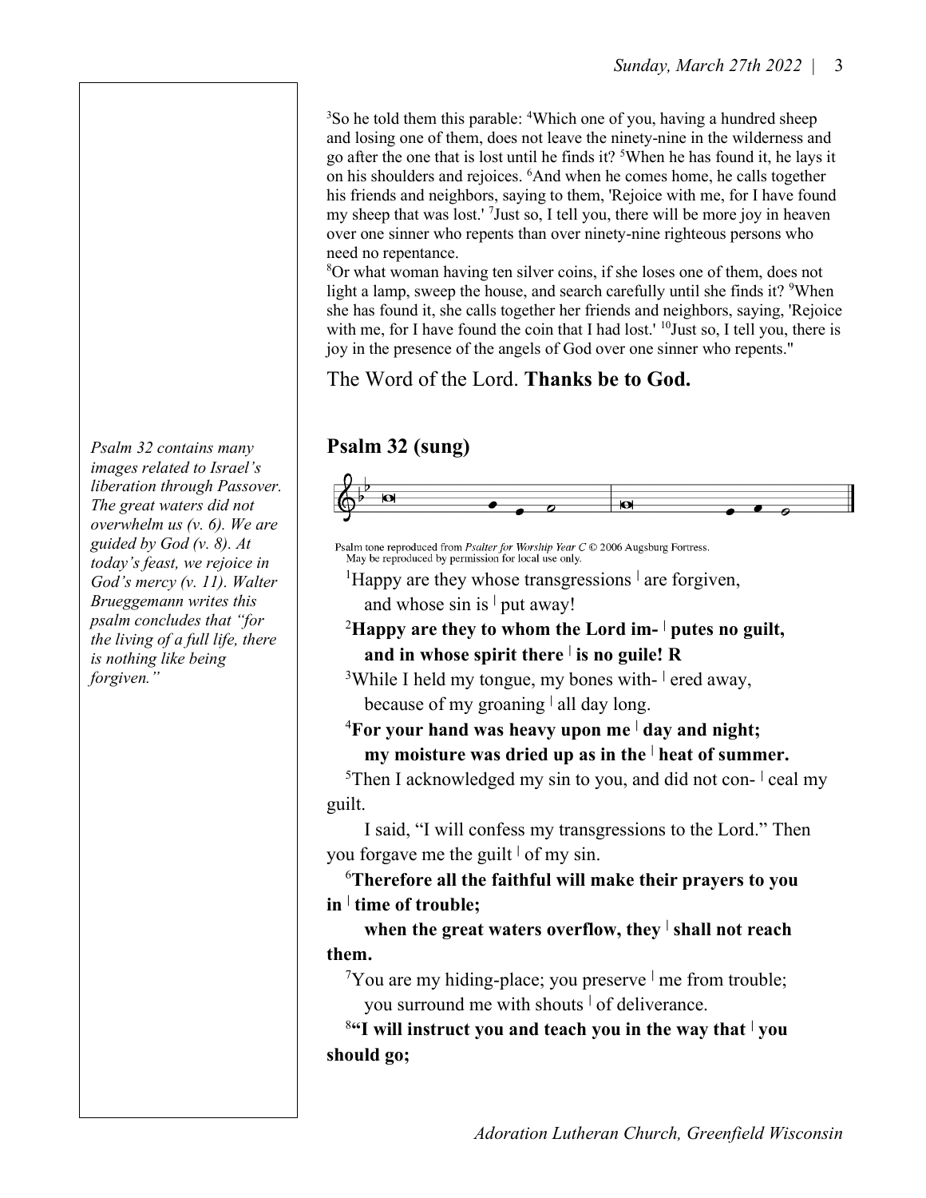[3]So he told them this parable: [4]Which one of you, having a hundred sheep and losing one of them, does not leave the ninety-nine in the wilderness and go after the one that is lost until he finds it? [5]When he has found it, he lays it on his shoulders and rejoices. [6]And when he comes home, he calls together his friends and neighbors, saying to them, 'Rejoice with me, for I have found my sheep that was lost.' [7]Just so, I tell you, there will be more joy in heaven over one sinner who repents than over ninety-nine righteous persons who need no repentance.
[8]Or what woman having ten silver coins, if she loses one of them, does not light a lamp, sweep the house, and search carefully until she finds it? [9]When she has found it, she calls together her friends and neighbors, saying, 'Rejoice with me, for I have found the coin that I had lost.' [10]Just so, I tell you, there is joy in the presence of the angels of God over one sinner who repents."

The Word of the Lord. **Thanks be to God.**

*Psalm 32 contains many images related to Israel's liberation through Passover. The great waters did not overwhelm us (v. 6). We are guided by God (v. 8). At today's feast, we rejoice in God's mercy (v. 11). Walter Brueggemann writes this psalm concludes that "for the living of a full life, there is nothing like being forgiven."*

## Psalm 32 (sung)

Psalm tone reproduced from *Psalter for Worship Year C* © 2006 Augsburg Fortress. May be reproduced by permission for local use only.

[1]Happy are they whose transgressions | are forgiven,
and whose sin is | put away!

**[2]Happy are they to whom the Lord im- | putes no guilt,**
**and in whose spirit there | is no guile! R**

[3]While I held my tongue, my bones with- | ered away,
because of my groaning | all day long.

**[4]For your hand was heavy upon me | day and night;**
**my moisture was dried up as in the | heat of summer.**

[5]Then I acknowledged my sin to you, and did not con- | ceal my guilt.
I said, "I will confess my transgressions to the Lord." Then you forgave me the guilt | of my sin.

**[6]Therefore all the faithful will make their prayers to you in | time of trouble;**
**when the great waters overflow, they | shall not reach them.**

[7]You are my hiding-place; you preserve | me from trouble;
you surround me with shouts | of deliverance.

**[8]"I will instruct you and teach you in the way that | you should go;**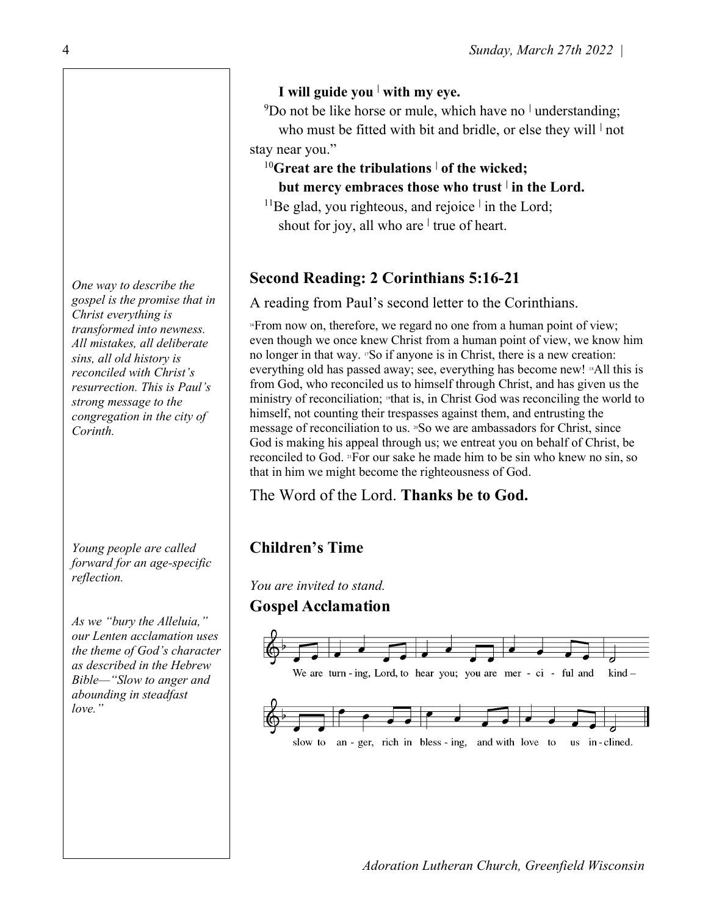**I will guide you | with my eye.**

[9]Do not be like horse or mule, which have no | understanding;
who must be fitted with bit and bridle, or else they will | not stay near you."

[10]**Great are the tribulations | of the wicked;**
**but mercy embraces those who trust | in the Lord.**

[11]Be glad, you righteous, and rejoice | in the Lord;
shout for joy, all who are | true of heart.

*One way to describe the gospel is the promise that in Christ everything is transformed into newness. All mistakes, all deliberate sins, all old history is reconciled with Christ's resurrection. This is Paul's strong message to the congregation in the city of Corinth.*

## Second Reading: 2 Corinthians 5:16-21

A reading from Paul's second letter to the Corinthians.

[16]From now on, therefore, we regard no one from a human point of view; even though we once knew Christ from a human point of view, we know him no longer in that way. [17]So if anyone is in Christ, there is a new creation: everything old has passed away; see, everything has become new! [18]All this is from God, who reconciled us to himself through Christ, and has given us the ministry of reconciliation; [19]that is, in Christ God was reconciling the world to himself, not counting their trespasses against them, and entrusting the message of reconciliation to us. [20]So we are ambassadors for Christ, since God is making his appeal through us; we entreat you on behalf of Christ, be reconciled to God. [21]For our sake he made him to be sin who knew no sin, so that in him we might become the righteousness of God.

The Word of the Lord. **Thanks be to God.**

*Young people are called forward for an age-specific reflection.*

## Children's Time

*You are invited to stand.*

*As we "bury the Alleluia," our Lenten acclamation uses the theme of God's character as described in the Hebrew Bible—"Slow to anger and abounding in steadfast love."*

## Gospel Acclamation

We are turn - ing, Lord, to hear you; you are mer - ci - ful and kind –
slow to an - ger, rich in bless - ing, and with love to us in - clined.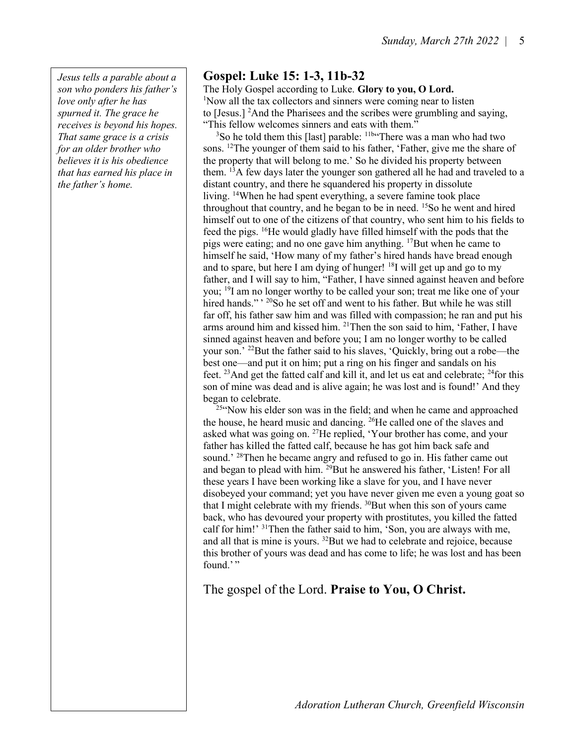*Jesus tells a parable about a son who ponders his father's love only after he has spurned it. The grace he receives is beyond his hopes. That same grace is a crisis for an older brother who believes it is his obedience that has earned his place in the father's home.*

## Gospel: Luke 15: 1-3, 11b-32

The Holy Gospel according to Luke. **Glory to you, O Lord.**

[1]Now all the tax collectors and sinners were coming near to listen to [Jesus.] [2]And the Pharisees and the scribes were grumbling and saying, "This fellow welcomes sinners and eats with them."

[3]So he told them this [last] parable: [11b]"There was a man who had two sons. [12]The younger of them said to his father, 'Father, give me the share of the property that will belong to me.' So he divided his property between them. [13]A few days later the younger son gathered all he had and traveled to a distant country, and there he squandered his property in dissolute living. [14]When he had spent everything, a severe famine took place throughout that country, and he began to be in need. [15]So he went and hired himself out to one of the citizens of that country, who sent him to his fields to feed the pigs. [16]He would gladly have filled himself with the pods that the pigs were eating; and no one gave him anything. [17]But when he came to himself he said, 'How many of my father's hired hands have bread enough and to spare, but here I am dying of hunger! [18]I will get up and go to my father, and I will say to him, "Father, I have sinned against heaven and before you; [19]I am no longer worthy to be called your son; treat me like one of your hired hands." ' [20]So he set off and went to his father. But while he was still far off, his father saw him and was filled with compassion; he ran and put his arms around him and kissed him. [21]Then the son said to him, 'Father, I have sinned against heaven and before you; I am no longer worthy to be called your son.' [22]But the father said to his slaves, 'Quickly, bring out a robe—the best one—and put it on him; put a ring on his finger and sandals on his feet. [23]And get the fatted calf and kill it, and let us eat and celebrate; [24]for this son of mine was dead and is alive again; he was lost and is found!' And they began to celebrate.

[25]"Now his elder son was in the field; and when he came and approached the house, he heard music and dancing. [26]He called one of the slaves and asked what was going on. [27]He replied, 'Your brother has come, and your father has killed the fatted calf, because he has got him back safe and sound.' [28]Then he became angry and refused to go in. His father came out and began to plead with him. [29]But he answered his father, 'Listen! For all these years I have been working like a slave for you, and I have never disobeyed your command; yet you have never given me even a young goat so that I might celebrate with my friends. [30]But when this son of yours came back, who has devoured your property with prostitutes, you killed the fatted calf for him!' [31]Then the father said to him, 'Son, you are always with me, and all that is mine is yours. [32]But we had to celebrate and rejoice, because this brother of yours was dead and has come to life; he was lost and has been found.' "

The gospel of the Lord. **Praise to You, O Christ.**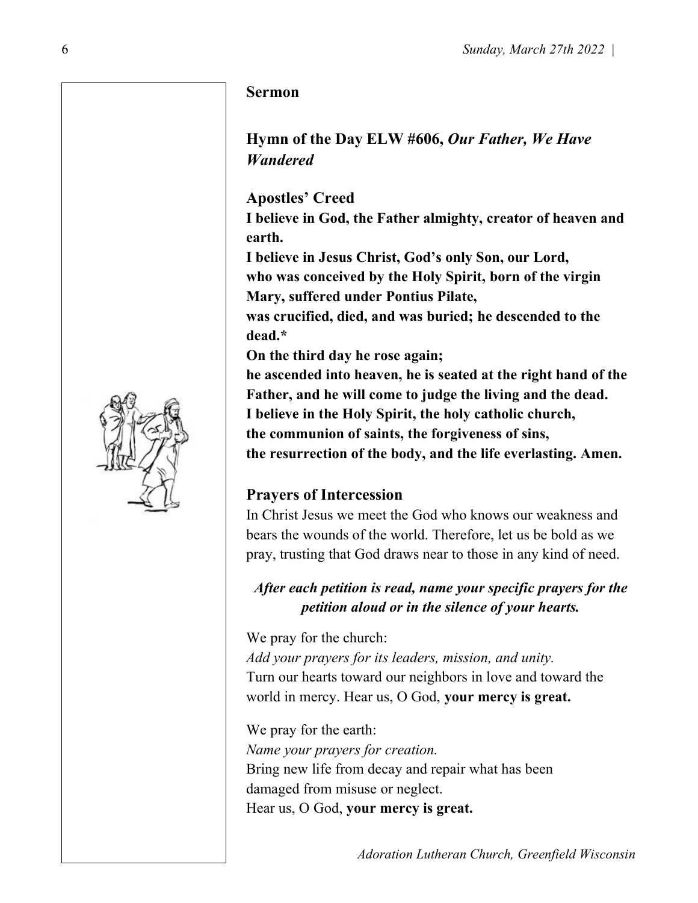## Sermon

## Hymn of the Day ELW #606, *Our Father, We Have Wandered*

## Apostles' Creed

**I believe in God, the Father almighty, creator of heaven and earth.**
**I believe in Jesus Christ, God's only Son, our Lord,**
**who was conceived by the Holy Spirit, born of the virgin Mary, suffered under Pontius Pilate,**
**was crucified, died, and was buried; he descended to the dead.***
**On the third day he rose again;**
**he ascended into heaven, he is seated at the right hand of the Father, and he will come to judge the living and the dead.**
**I believe in the Holy Spirit, the holy catholic church,**
**the communion of saints, the forgiveness of sins,**
**the resurrection of the body, and the life everlasting. Amen.**

## Prayers of Intercession

In Christ Jesus we meet the God who knows our weakness and bears the wounds of the world. Therefore, let us be bold as we pray, trusting that God draws near to those in any kind of need.

***After each petition is read, name your specific prayers for the petition aloud or in the silence of your hearts.***

We pray for the church:
*Add your prayers for its leaders, mission, and unity.*
Turn our hearts toward our neighbors in love and toward the world in mercy. Hear us, O God, **your mercy is great.**

We pray for the earth:
*Name your prayers for creation.*
Bring new life from decay and repair what has been damaged from misuse or neglect.
Hear us, O God, **your mercy is great.**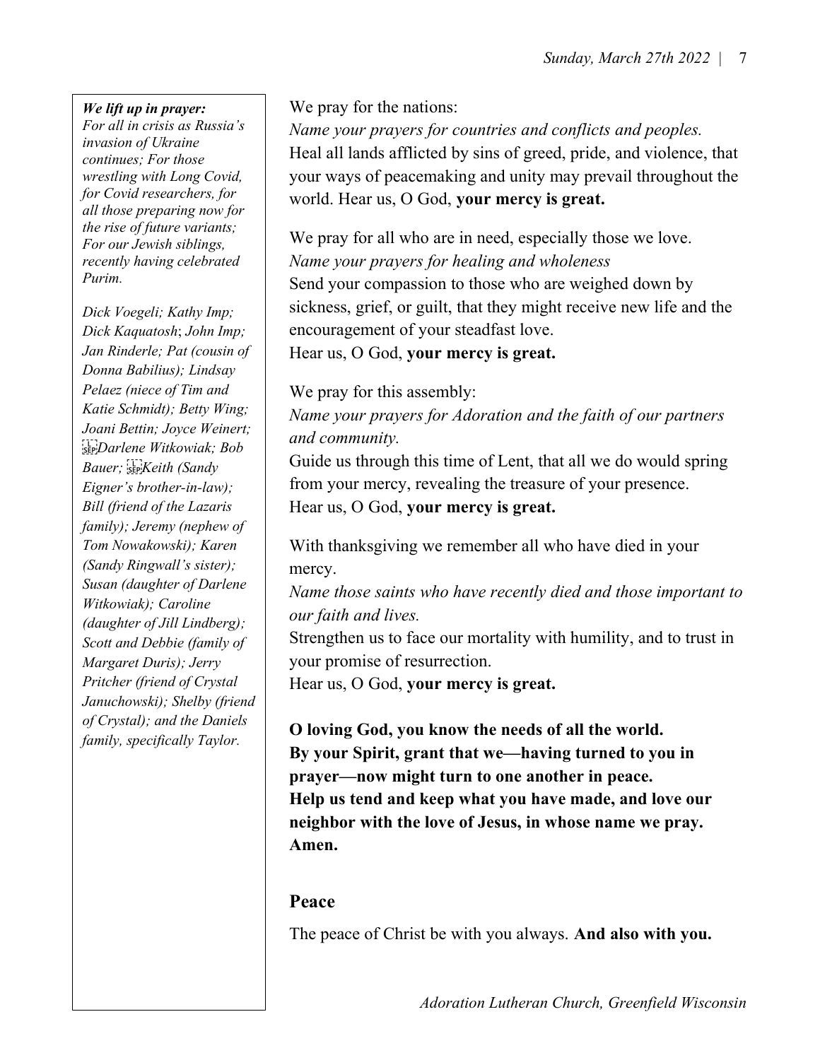***We lift up in prayer:***
*For all in crisis as Russia's invasion of Ukraine continues; For those wrestling with Long Covid, for Covid researchers, for all those preparing now for the rise of future variants; For our Jewish siblings, recently having celebrated Purim.*

*Dick Voegeli; Kathy Imp; Dick Kaquatosh; John Imp; Jan Rinderle; Pat (cousin of Donna Babilius); Lindsay Pelaez (niece of Tim and Katie Schmidt); Betty Wing; Joani Bettin; Joyce Weinert; Darlene Witkowiak; Bob Bauer; Keith (Sandy Eigner's brother-in-law); Bill (friend of the Lazaris family); Jeremy (nephew of Tom Nowakowski); Karen (Sandy Ringwall's sister); Susan (daughter of Darlene Witkowiak); Caroline (daughter of Jill Lindberg); Scott and Debbie (family of Margaret Duris); Jerry Pritcher (friend of Crystal Januchowski); Shelby (friend of Crystal); and the Daniels family, specifically Taylor.*

We pray for the nations:
*Name your prayers for countries and conflicts and peoples.*
Heal all lands afflicted by sins of greed, pride, and violence, that your ways of peacemaking and unity may prevail throughout the world. Hear us, O God, **your mercy is great.**

We pray for all who are in need, especially those we love.
*Name your prayers for healing and wholeness*
Send your compassion to those who are weighed down by sickness, grief, or guilt, that they might receive new life and the encouragement of your steadfast love.
Hear us, O God, **your mercy is great.**

We pray for this assembly:
*Name your prayers for Adoration and the faith of our partners and community.*
Guide us through this time of Lent, that all we do would spring from your mercy, revealing the treasure of your presence.
Hear us, O God, **your mercy is great.**

With thanksgiving we remember all who have died in your mercy.
*Name those saints who have recently died and those important to our faith and lives.*
Strengthen us to face our mortality with humility, and to trust in your promise of resurrection.
Hear us, O God, **your mercy is great.**

**O loving God, you know the needs of all the world.**
**By your Spirit, grant that we—having turned to you in prayer—now might turn to one another in peace.**
**Help us tend and keep what you have made, and love our neighbor with the love of Jesus, in whose name we pray.**
**Amen.**

## Peace

The peace of Christ be with you always. **And also with you.**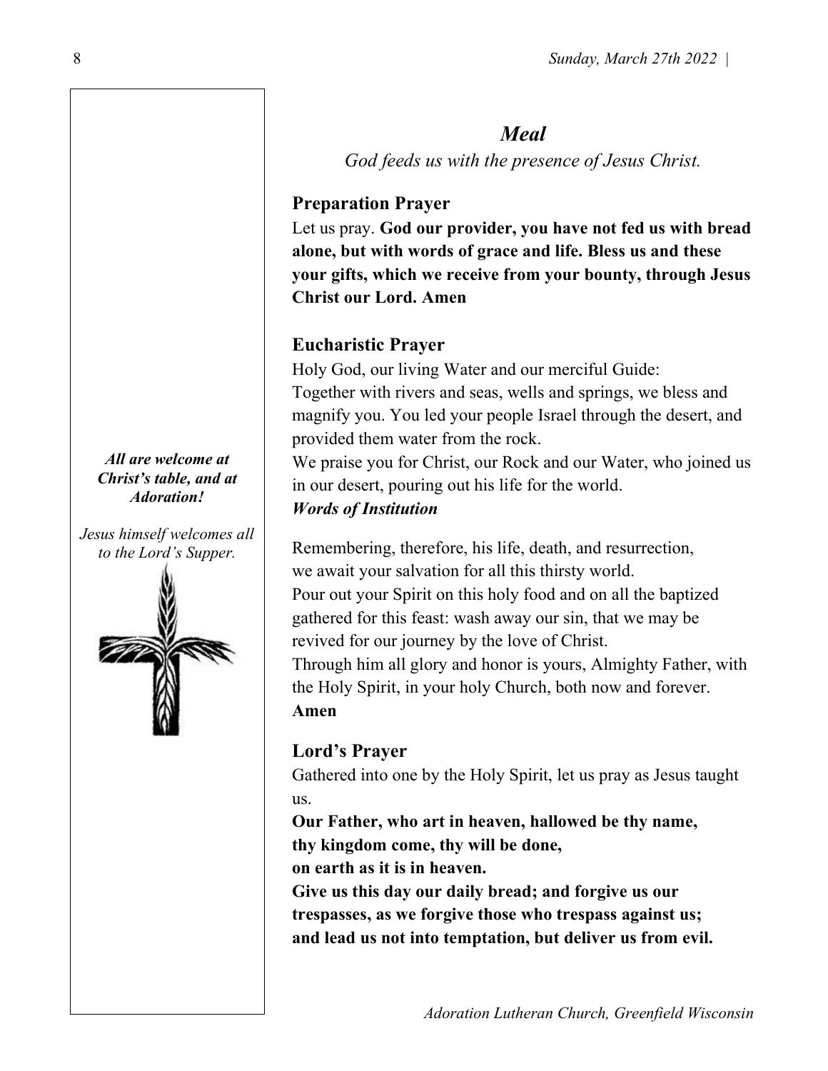## *Meal*

*God feeds us with the presence of Jesus Christ.*

### Preparation Prayer

Let us pray. **God our provider, you have not fed us with bread alone, but with words of grace and life. Bless us and these your gifts, which we receive from your bounty, through Jesus Christ our Lord. Amen**

### Eucharistic Prayer

Holy God, our living Water and our merciful Guide:
Together with rivers and seas, wells and springs, we bless and magnify you. You led your people Israel through the desert, and provided them water from the rock.
We praise you for Christ, our Rock and our Water, who joined us in our desert, pouring out his life for the world.
***Words of Institution***

Remembering, therefore, his life, death, and resurrection, we await your salvation for all this thirsty world.
Pour out your Spirit on this holy food and on all the baptized gathered for this feast: wash away our sin, that we may be revived for our journey by the love of Christ.
Through him all glory and honor is yours, Almighty Father, with the Holy Spirit, in your holy Church, both now and forever.
**Amen**

### Lord's Prayer

Gathered into one by the Holy Spirit, let us pray as Jesus taught us.
**Our Father, who art in heaven, hallowed be thy name,**
**thy kingdom come, thy will be done,**
**on earth as it is in heaven.**
**Give us this day our daily bread; and forgive us our trespasses, as we forgive those who trespass against us;**
**and lead us not into temptation, but deliver us from evil.**

***All are welcome at Christ's table, and at Adoration!***

*Jesus himself welcomes all to the Lord's Supper.*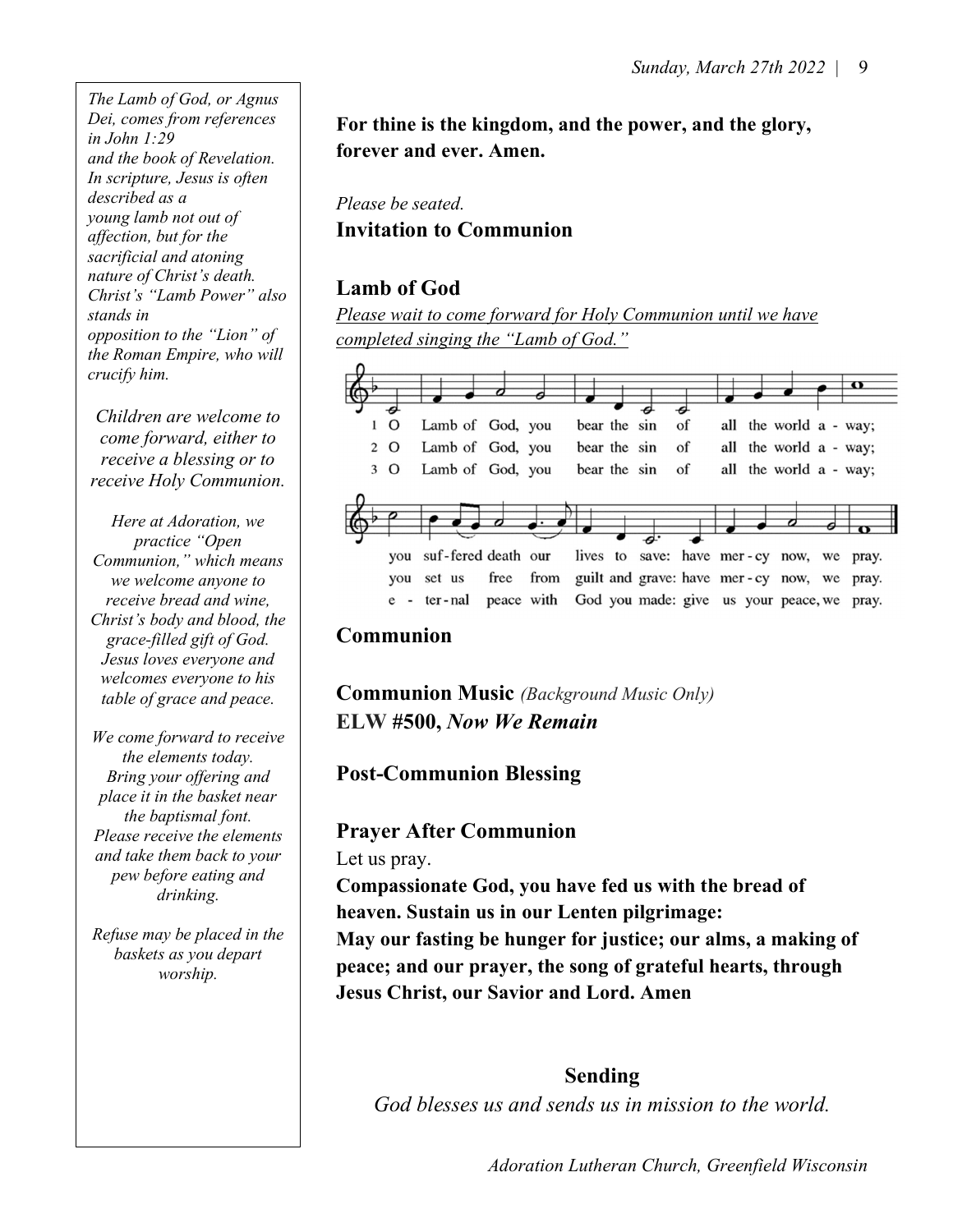*The Lamb of God, or Agnus Dei, comes from references in John 1:29 and the book of Revelation. In scripture, Jesus is often described as a young lamb not out of affection, but for the sacrificial and atoning nature of Christ's death. Christ's "Lamb Power" also stands in opposition to the "Lion" of the Roman Empire, who will crucify him.*

*Children are welcome to come forward, either to receive a blessing or to receive Holy Communion.*

*Here at Adoration, we practice "Open Communion," which means we welcome anyone to receive bread and wine, Christ's body and blood, the grace-filled gift of God. Jesus loves everyone and welcomes everyone to his table of grace and peace.*

*We come forward to receive the elements today. Bring your offering and place it in the basket near the baptismal font. Please receive the elements and take them back to your pew before eating and drinking.*

*Refuse may be placed in the baskets as you depart worship.*

**For thine is the kingdom, and the power, and the glory, forever and ever. Amen.**

*Please be seated.*

**Invitation to Communion**

## Lamb of God

*Please wait to come forward for Holy Communion until we have completed singing the "Lamb of God."*

1 O Lamb of God, you bear the sin of all the world a - way; you suf-fered death our lives to save: have mer-cy now, we pray.

2 O Lamb of God, you bear the sin of all the world a - way; you set us free from guilt and grave: have mer-cy now, we pray.

3 O Lamb of God, you bear the sin of all the world a - way; e - ter-nal peace with God you made: give us your peace, we pray.

## Communion

**Communion Music** *(Background Music Only)*
**ELW #500, *Now We Remain***

## Post-Communion Blessing

## Prayer After Communion

Let us pray.

**Compassionate God, you have fed us with the bread of heaven. Sustain us in our Lenten pilgrimage:
May our fasting be hunger for justice; our alms, a making of peace; and our prayer, the song of grateful hearts, through Jesus Christ, our Savior and Lord. Amen**

## Sending

*God blesses us and sends us in mission to the world.*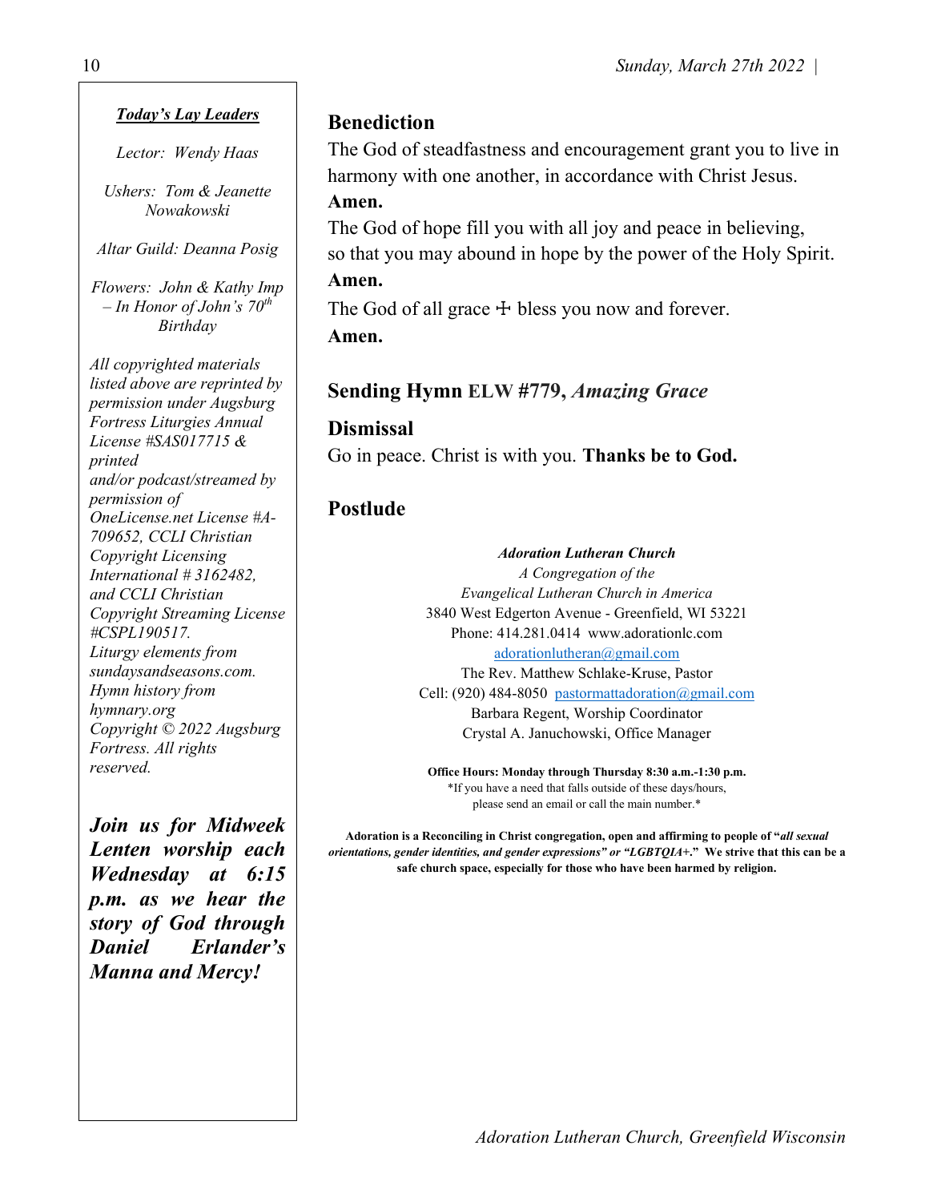***Today's Lay Leaders***

*Lector: Wendy Haas*

*Ushers: Tom & Jeanette Nowakowski*

*Altar Guild: Deanna Posig*

*Flowers: John & Kathy Imp – In Honor of John's 70th Birthday*

*All copyrighted materials listed above are reprinted by permission under Augsburg Fortress Liturgies Annual License #SAS017715 & printed and/or podcast/streamed by permission of OneLicense.net License #A-709652, CCLI Christian Copyright Licensing International # 3162482, and CCLI Christian Copyright Streaming License #CSPL190517. Liturgy elements from sundaysandseasons.com. Hymn history from hymnary.org Copyright © 2022 Augsburg Fortress. All rights reserved.*

***Join us for Midweek Lenten worship each Wednesday at 6:15 p.m. as we hear the story of God through Daniel Erlander's Manna and Mercy!***

## Benediction

The God of steadfastness and encouragement grant you to live in harmony with one another, in accordance with Christ Jesus.
**Amen.**
The God of hope fill you with all joy and peace in believing, so that you may abound in hope by the power of the Holy Spirit.
**Amen.**
The God of all grace ☩ bless you now and forever.
**Amen.**

## Sending Hymn ELW #779, *Amazing Grace*

## Dismissal

Go in peace. Christ is with you. **Thanks be to God.**

## Postlude

***Adoration Lutheran Church***
*A Congregation of the*
*Evangelical Lutheran Church in America*
3840 West Edgerton Avenue - Greenfield, WI 53221
Phone: 414.281.0414 www.adorationlc.com
adorationlutheran@gmail.com
The Rev. Matthew Schlake-Kruse, Pastor
Cell: (920) 484-8050 pastormattadoration@gmail.com
Barbara Regent, Worship Coordinator
Crystal A. Januchowski, Office Manager

**Office Hours: Monday through Thursday 8:30 a.m.-1:30 p.m.**
\*If you have a need that falls outside of these days/hours, please send an email or call the main number.\*

**Adoration is a Reconciling in Christ congregation, open and affirming to people of "*all sexual orientations, gender identities, and gender expressions" or "LGBTQIA+*." We strive that this can be a safe church space, especially for those who have been harmed by religion.**